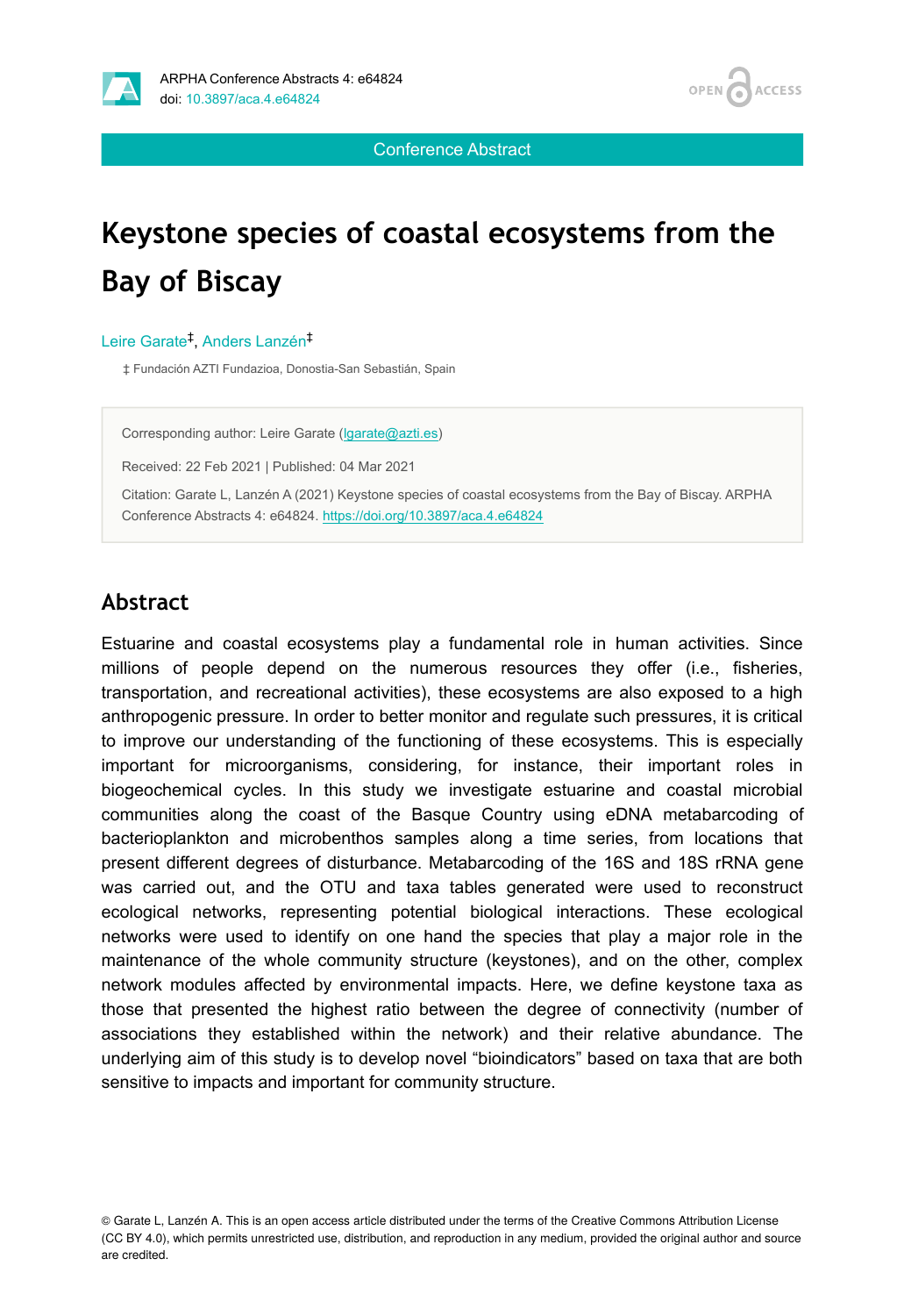Conference Abstract

# Keystone species of coastal ecosystems from the Bay of Biscay

Leire Garate[‡], Anders Lanzén[‡]

‡ Fundación AZTI Fundazioa, Donostia-San Sebastián, Spain

Corresponding author: Leire Garate (lgarate@azti.es)

Received: 22 Feb 2021 | Published: 04 Mar 2021

Citation: Garate L, Lanzén A (2021) Keystone species of coastal ecosystems from the Bay of Biscay. ARPHA Conference Abstracts 4: e64824. https://doi.org/10.3897/aca.4.e64824

## Abstract

Estuarine and coastal ecosystems play a fundamental role in human activities. Since millions of people depend on the numerous resources they offer (i.e., fisheries, transportation, and recreational activities), these ecosystems are also exposed to a high anthropogenic pressure. In order to better monitor and regulate such pressures, it is critical to improve our understanding of the functioning of these ecosystems. This is especially important for microorganisms, considering, for instance, their important roles in biogeochemical cycles. In this study we investigate estuarine and coastal microbial communities along the coast of the Basque Country using eDNA metabarcoding of bacterioplankton and microbenthos samples along a time series, from locations that present different degrees of disturbance. Metabarcoding of the 16S and 18S rRNA gene was carried out, and the OTU and taxa tables generated were used to reconstruct ecological networks, representing potential biological interactions. These ecological networks were used to identify on one hand the species that play a major role in the maintenance of the whole community structure (keystones), and on the other, complex network modules affected by environmental impacts. Here, we define keystone taxa as those that presented the highest ratio between the degree of connectivity (number of associations they established within the network) and their relative abundance. The underlying aim of this study is to develop novel "bioindicators" based on taxa that are both sensitive to impacts and important for community structure.

© Garate L, Lanzén A. This is an open access article distributed under the terms of the Creative Commons Attribution License (CC BY 4.0), which permits unrestricted use, distribution, and reproduction in any medium, provided the original author and source are credited.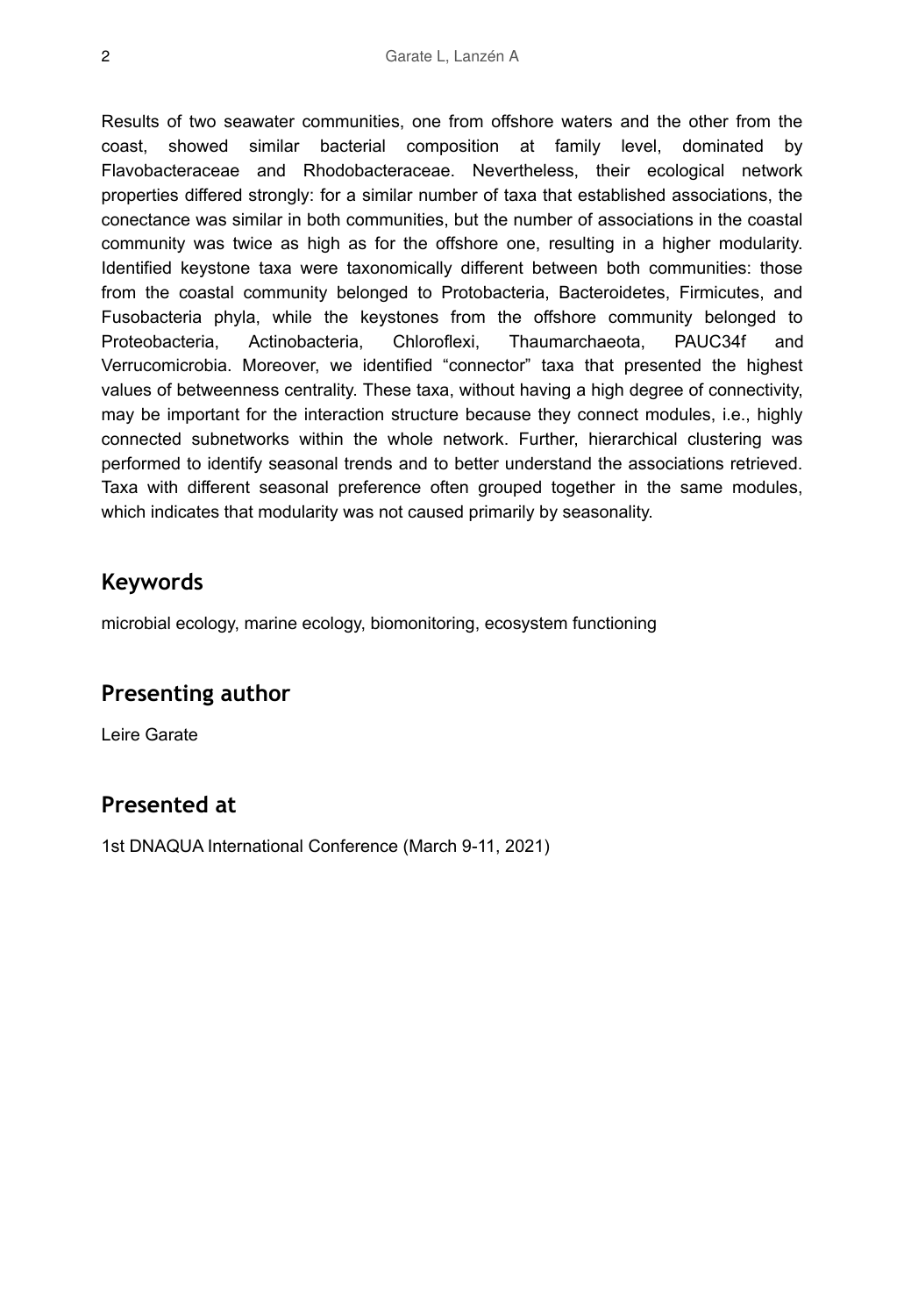Results of two seawater communities, one from offshore waters and the other from the coast, showed similar bacterial composition at family level, dominated by Flavobacteraceae and Rhodobacteraceae. Nevertheless, their ecological network properties differed strongly: for a similar number of taxa that established associations, the conectance was similar in both communities, but the number of associations in the coastal community was twice as high as for the offshore one, resulting in a higher modularity. Identified keystone taxa were taxonomically different between both communities: those from the coastal community belonged to Protobacteria, Bacteroidetes, Firmicutes, and Fusobacteria phyla, while the keystones from the offshore community belonged to Proteobacteria, Actinobacteria, Chloroflexi, Thaumarchaeota, PAUC34f and Verrucomicrobia. Moreover, we identified "connector" taxa that presented the highest values of betweenness centrality. These taxa, without having a high degree of connectivity, may be important for the interaction structure because they connect modules, i.e., highly connected subnetworks within the whole network. Further, hierarchical clustering was performed to identify seasonal trends and to better understand the associations retrieved. Taxa with different seasonal preference often grouped together in the same modules, which indicates that modularity was not caused primarily by seasonality.

## Keywords

microbial ecology, marine ecology, biomonitoring, ecosystem functioning

## Presenting author

Leire Garate

## Presented at

1st DNAQUA International Conference (March 9-11, 2021)